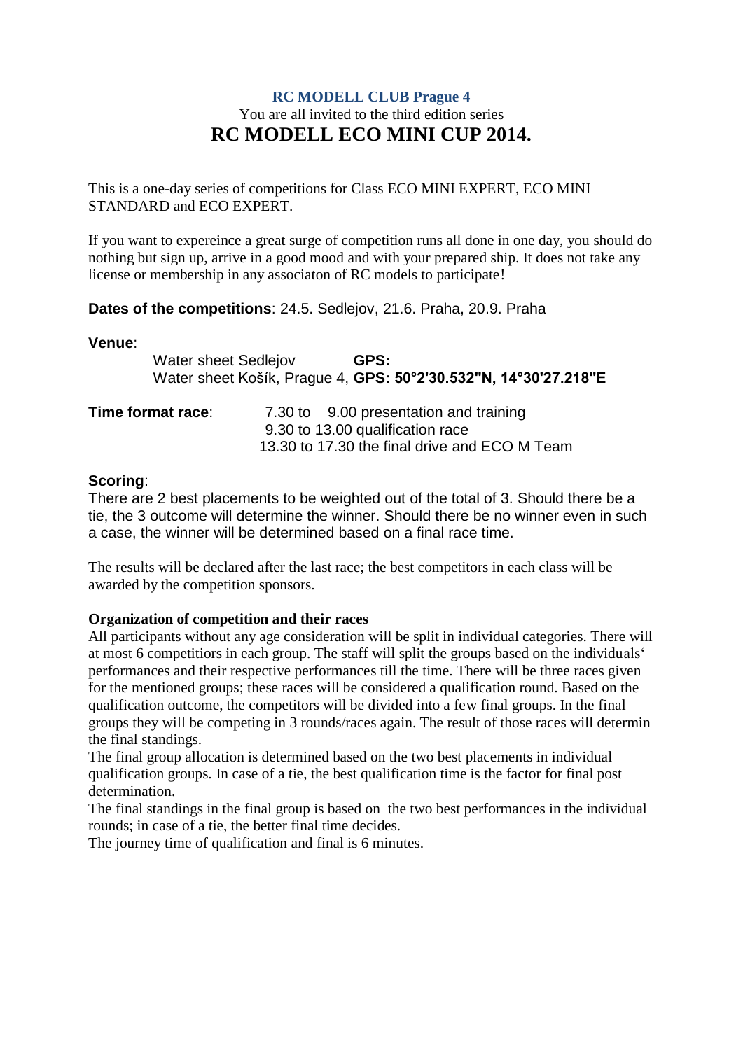**RC MODELL CLUB Prague 4**

You are all invited to the third edition series

# RC MODELL ECO MINI CUP 2014.

This is a one-day series of competitions for Class ECO MINI EXPERT, ECO MINI STANDARD and ECO EXPERT.

If you want to expereince a great surge of competition runs all done in one day, you should do nothing but sign up, arrive in a good mood and with your prepared ship. It does not take any license or membership in any associaton of RC models to participate!

**Dates of the competitions**: 24.5. Sedlejov, 21.6. Praha, 20.9. Praha

**Venue**:

Water sheet Sedlejov **GPS:**
Water sheet Košík, Prague 4, **GPS: 50°2'30.532"N, 14°30'27.218"E**

**Time format race**:
7.30 to 9.00 presentation and training
9.30 to 13.00 qualification race
13.30 to 17.30 the final drive and ECO M Team

**Scoring**:

There are 2 best placements to be weighted out of the total of 3. Should there be a tie, the 3 outcome will determine the winner. Should there be no winner even in such a case, the winner will be determined based on a final race time.

The results will be declared after the last race; the best competitors in each class will be awarded by the competition sponsors.

**Organization of competition and their races**

All participants without any age consideration will be split in individual categories. There will at most 6 competitiors in each group. The staff will split the groups based on the individuals' performances and their respective performances till the time. There will be three races given for the mentioned groups; these races will be considered a qualification round. Based on the qualification outcome, the competitors will be divided into a few final groups. In the final groups they will be competing in 3 rounds/races again. The result of those races will determin the final standings.

The final group allocation is determined based on the two best placements in individual qualification groups. In case of a tie, the best qualification time is the factor for final post determination.

The final standings in the final group is based on the two best performances in the individual rounds; in case of a tie, the better final time decides.

The journey time of qualification and final is 6 minutes.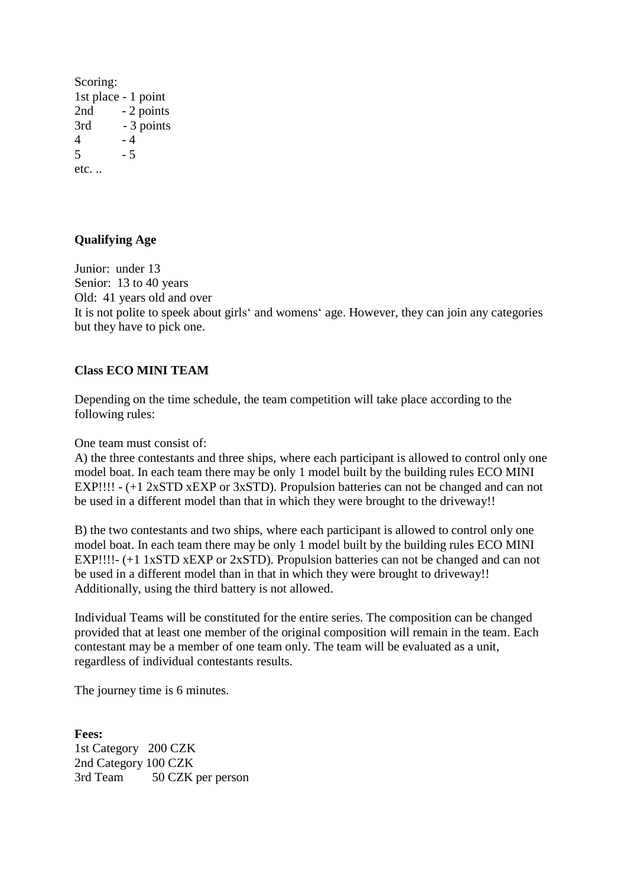Scoring:
1st place - 1 point
2nd - 2 points
3rd - 3 points
4 - 4
5 - 5
etc. ..

**Qualifying Age**

Junior: under 13
Senior: 13 to 40 years
Old: 41 years old and over
It is not polite to speek about girls‘ and womens‘ age. However, they can join any categories but they have to pick one.

**Class ECO MINI TEAM**

Depending on the time schedule, the team competition will take place according to the following rules:

One team must consist of:
A) the three contestants and three ships, where each participant is allowed to control only one model boat. In each team there may be only 1 model built by the building rules ECO MINI EXP!!!! - (+1 2xSTD xEXP or 3xSTD). Propulsion batteries can not be changed and can not be used in a different model than that in which they were brought to the driveway!!

B) the two contestants and two ships, where each participant is allowed to control only one model boat. In each team there may be only 1 model built by the building rules ECO MINI EXP!!!!- (+1 1xSTD xEXP or 2xSTD). Propulsion batteries can not be changed and can not be used in a different model than in that in which they were brought to driveway!! Additionally, using the third battery is not allowed.

Individual Teams will be constituted for the entire series. The composition can be changed provided that at least one member of the original composition will remain in the team. Each contestant may be a member of one team only. The team will be evaluated as a unit, regardless of individual contestants results.

The journey time is 6 minutes.

**Fees:**
1st Category 200 CZK
2nd Category 100 CZK
3rd Team 50 CZK per person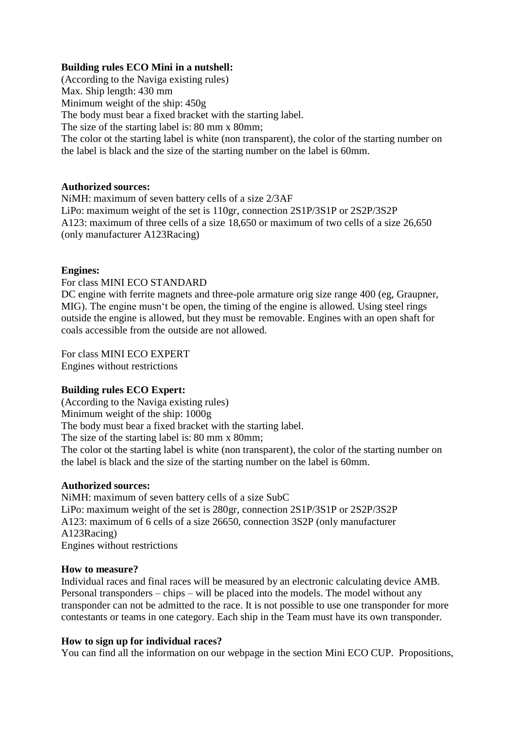**Building rules ECO Mini in a nutshell:**

(According to the Naviga existing rules)
Max. Ship length: 430 mm
Minimum weight of the ship: 450g
The body must bear a fixed bracket with the starting label.
The size of the starting label is: 80 mm x 80mm;
The color ot the starting label is white (non transparent), the color of the starting number on the label is black and the size of the starting number on the label is 60mm.

**Authorized sources:**

NiMH: maximum of seven battery cells of a size 2/3AF
LiPo: maximum weight of the set is 110gr, connection 2S1P/3S1P or 2S2P/3S2P
A123: maximum of three cells of a size 18,650 or maximum of two cells of a size 26,650 (only manufacturer A123Racing)

**Engines:**

For class MINI ECO STANDARD
DC engine with ferrite magnets and three-pole armature orig size range 400 (eg, Graupner, MIG). The engine musn't be open, the timing of the engine is allowed. Using steel rings outside the engine is allowed, but they must be removable. Engines with an open shaft for coals accessible from the outside are not allowed.

For class MINI ECO EXPERT
Engines without restrictions

**Building rules ECO Expert:**

(According to the Naviga existing rules)
Minimum weight of the ship: 1000g
The body must bear a fixed bracket with the starting label.
The size of the starting label is: 80 mm x 80mm;
The color ot the starting label is white (non transparent), the color of the starting number on the label is black and the size of the starting number on the label is 60mm.

**Authorized sources:**

NiMH: maximum of seven battery cells of a size SubC
LiPo: maximum weight of the set is 280gr, connection 2S1P/3S1P or 2S2P/3S2P
A123: maximum of 6 cells of a size 26650, connection 3S2P (only manufacturer A123Racing)
Engines without restrictions

**How to measure?**

Individual races and final races will be measured by an electronic calculating device AMB. Personal transponders – chips – will be placed into the models. The model without any transponder can not be admitted to the race. It is not possible to use one transponder for more contestants or teams in one category. Each ship in the Team must have its own transponder.

**How to sign up for individual races?**

You can find all the information on our webpage in the section Mini ECO CUP. Propositions,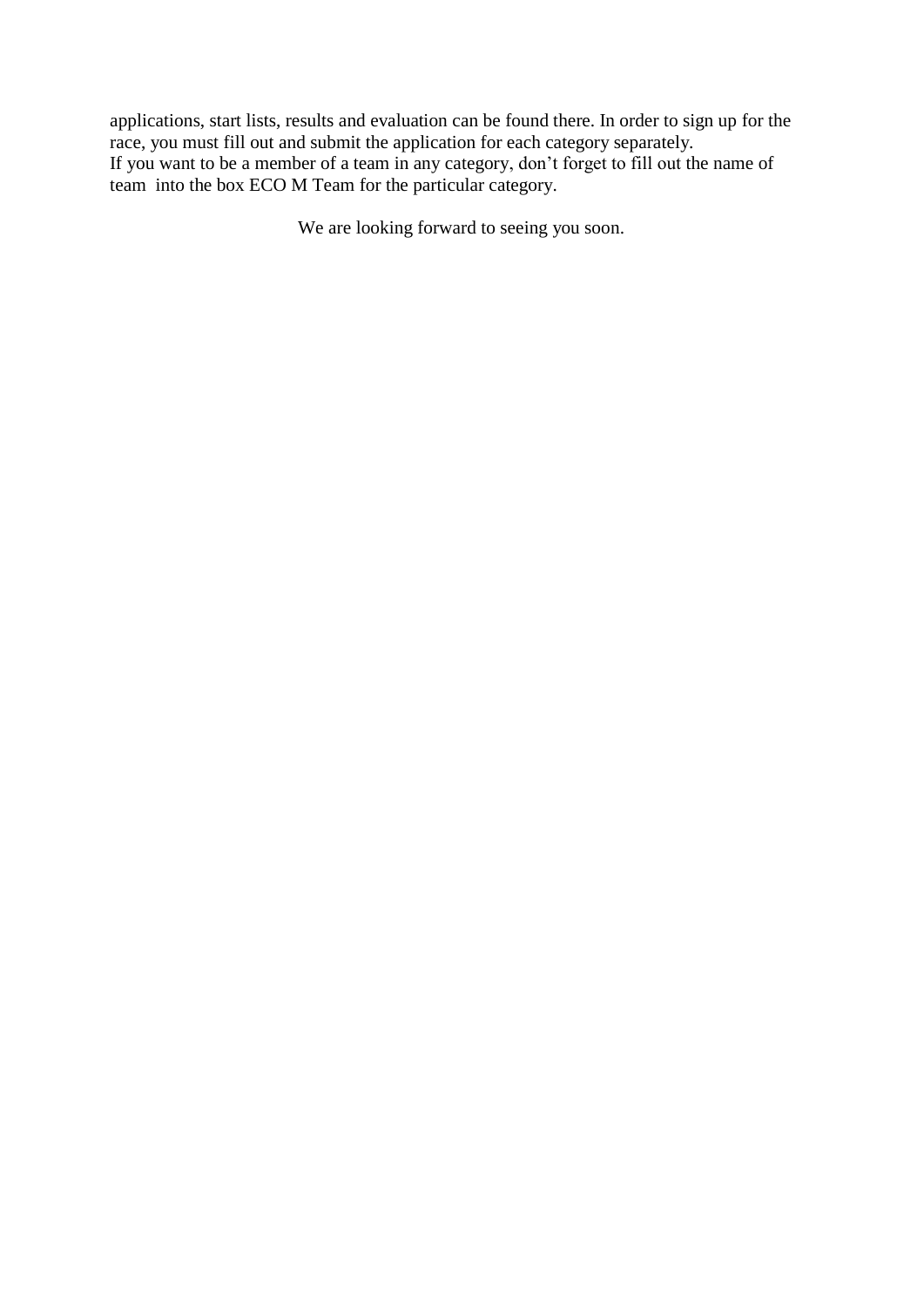applications, start lists, results and evaluation can be found there. In order to sign up for the race, you must fill out and submit the application for each category separately.
If you want to be a member of a team in any category, don't forget to fill out the name of team into the box ECO M Team for the particular category.

We are looking forward to seeing you soon.